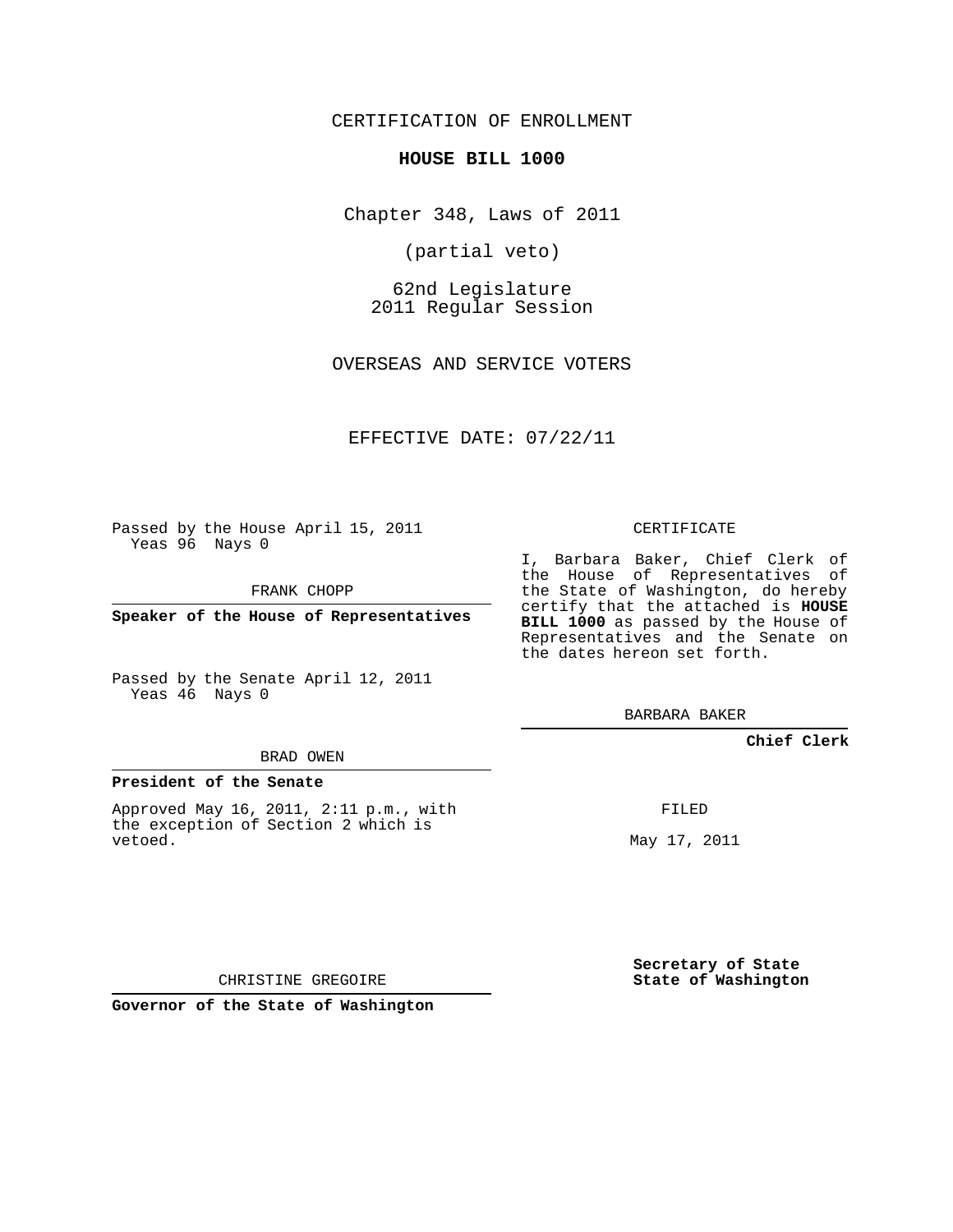CERTIFICATION OF ENROLLMENT

**HOUSE BILL 1000**

Chapter 348, Laws of 2011

(partial veto)

62nd Legislature
2011 Regular Session

OVERSEAS AND SERVICE VOTERS

EFFECTIVE DATE: 07/22/11

Passed by the House April 15, 2011
Yeas 96 Nays 0

FRANK CHOPP

**Speaker of the House of Representatives**

Passed by the Senate April 12, 2011
Yeas 46 Nays 0

BRAD OWEN

**President of the Senate**

Approved May 16, 2011, 2:11 p.m., with the exception of Section 2 which is vetoed.

CHRISTINE GREGOIRE

**Governor of the State of Washington**

CERTIFICATE

I, Barbara Baker, Chief Clerk of the House of Representatives of the State of Washington, do hereby certify that the attached is **HOUSE BILL 1000** as passed by the House of Representatives and the Senate on the dates hereon set forth.

BARBARA BAKER

**Chief Clerk**

FILED

May 17, 2011

**Secretary of State**
**State of Washington**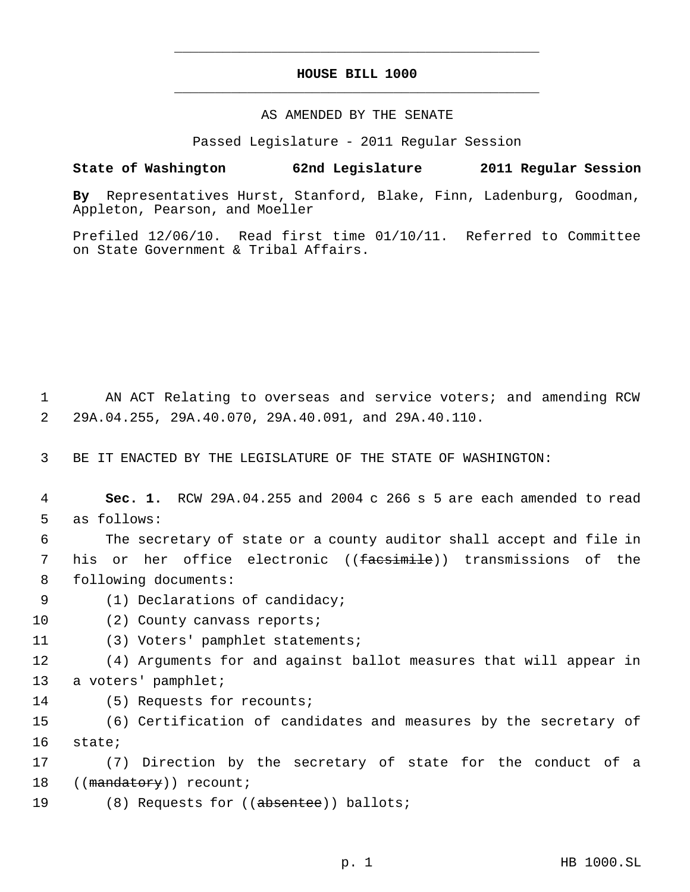# HOUSE BILL 1000

AS AMENDED BY THE SENATE

Passed Legislature - 2011 Regular Session

**State of Washington 62nd Legislature 2011 Regular Session**

**By** Representatives Hurst, Stanford, Blake, Finn, Ladenburg, Goodman, Appleton, Pearson, and Moeller

Prefiled 12/06/10. Read first time 01/10/11. Referred to Committee on State Government & Tribal Affairs.

1 AN ACT Relating to overseas and service voters; and amending RCW
2 29A.04.255, 29A.40.070, 29A.40.091, and 29A.40.110.

3 BE IT ENACTED BY THE LEGISLATURE OF THE STATE OF WASHINGTON:

4 **Sec. 1.** RCW 29A.04.255 and 2004 c 266 s 5 are each amended to read
5 as follows:

6 The secretary of state or a county auditor shall accept and file in
7 his or her office electronic ((~~facsimile~~)) transmissions of the
8 following documents:

9 (1) Declarations of candidacy;

10 (2) County canvass reports;

11 (3) Voters' pamphlet statements;

12 (4) Arguments for and against ballot measures that will appear in
13 a voters' pamphlet;

14 (5) Requests for recounts;

15 (6) Certification of candidates and measures by the secretary of
16 state;

17 (7) Direction by the secretary of state for the conduct of a
18 ((~~mandatory~~)) recount;

19 (8) Requests for ((~~absentee~~)) ballots;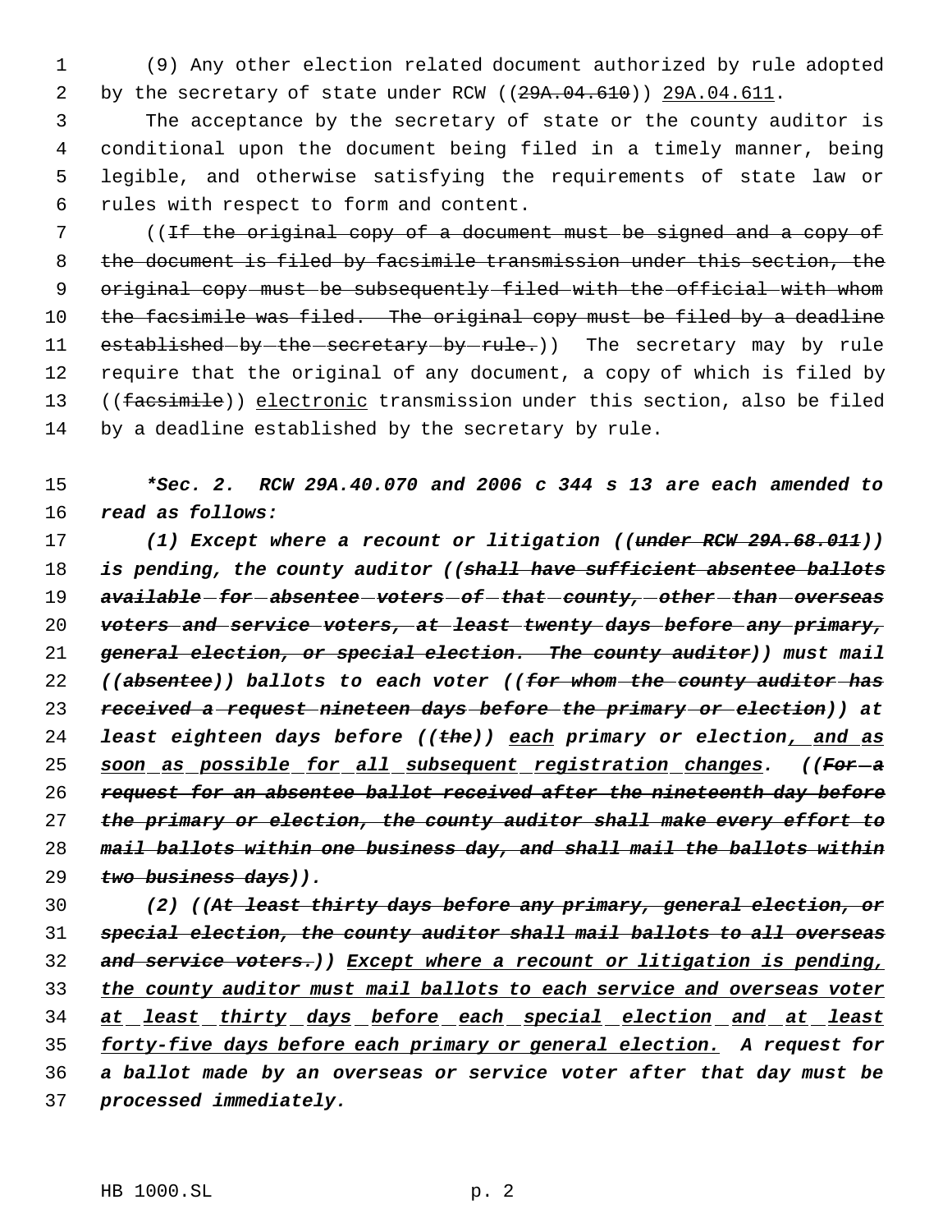(9) Any other election related document authorized by rule adopted by the secretary of state under RCW ((~~29A.04.610~~)) <u>29A.04.611</u>.

The acceptance by the secretary of state or the county auditor is conditional upon the document being filed in a timely manner, being legible, and otherwise satisfying the requirements of state law or rules with respect to form and content.

((~~If the original copy of a document must be signed and a copy of the document is filed by facsimile transmission under this section, the original copy must be subsequently filed with the official with whom the facsimile was filed. The original copy must be filed by a deadline established by the secretary by rule.~~)) The secretary may by rule require that the original of any document, a copy of which is filed by ((~~facsimile~~)) <u>electronic</u> transmission under this section, also be filed by a deadline established by the secretary by rule.

***\*Sec. 2. RCW 29A.40.070 and 2006 c 344 s 13 are each amended to read as follows:***

***(1) Except where a recount or litigation ((~~under RCW 29A.68.011~~)) is pending, the county auditor ((~~shall have sufficient absentee ballots available for absentee voters of that county, other than overseas voters and service voters, at least twenty days before any primary, general election, or special election. The county auditor~~)) must mail ((~~absentee~~)) ballots to each voter ((~~for whom the county auditor has received a request nineteen days before the primary or election~~)) at least eighteen days before ((~~the~~)) <u>each</u> primary or election<u>, and as soon as possible for all subsequent registration changes</u>. ((~~For a request for an absentee ballot received after the nineteenth day before the primary or election, the county auditor shall make every effort to mail ballots within one business day, and shall mail the ballots within two business days~~)).***

***(2) ((~~At least thirty days before any primary, general election, or special election, the county auditor shall mail ballots to all overseas and service voters.~~)) <u>Except where a recount or litigation is pending, the county auditor must mail ballots to each service and overseas voter at least thirty days before each special election and at least forty-five days before each primary or general election.</u> A request for a ballot made by an overseas or service voter after that day must be processed immediately.***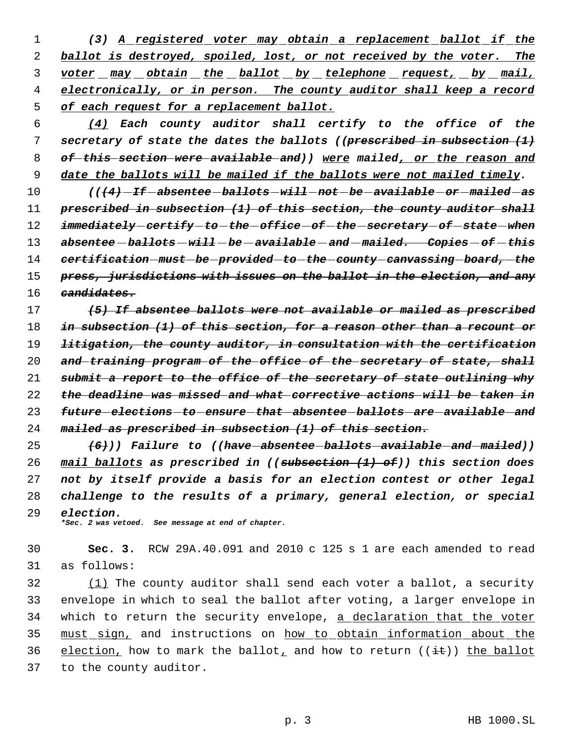*(3) A registered voter may obtain a replacement ballot if the ballot is destroyed, spoiled, lost, or not received by the voter. The voter may obtain the ballot by telephone request, by mail, electronically, or in person. The county auditor shall keep a record of each request for a replacement ballot.*

*(4) Each county auditor shall certify to the office of the secretary of state the dates the ballots ((~~prescribed in subsection (1) of this section were available and~~)) were mailed, or the reason and date the ballots will be mailed if the ballots were not mailed timely.*

*((~~(4) If absentee ballots will not be available or mailed as prescribed in subsection (1) of this section, the county auditor shall immediately certify to the office of the secretary of state when absentee ballots will be available and mailed. Copies of this certification must be provided to the county canvassing board, the press, jurisdictions with issues on the ballot in the election, and any candidates.~~*

*~~(5) If absentee ballots were not available or mailed as prescribed in subsection (1) of this section, for a reason other than a recount or litigation, the county auditor, in consultation with the certification and training program of the office of the secretary of state, shall submit a report to the office of the secretary of state outlining why the deadline was missed and what corrective actions will be taken in future elections to ensure that absentee ballots are available and mailed as prescribed in subsection (1) of this section.~~*

*~~(6)~~)) Failure to ((~~have absentee ballots available and mailed~~)) mail ballots as prescribed in ((~~subsection (1) of~~)) this section does not by itself provide a basis for an election contest or other legal challenge to the results of a primary, general election, or special election.*

*\*Sec. 2 was vetoed. See message at end of chapter.*

**Sec. 3.** RCW 29A.40.091 and 2010 c 125 s 1 are each amended to read as follows:

(1) The county auditor shall send each voter a ballot, a security envelope in which to seal the ballot after voting, a larger envelope in which to return the security envelope, a declaration that the voter must sign, and instructions on how to obtain information about the election, how to mark the ballot, and how to return ((~~it~~)) the ballot to the county auditor.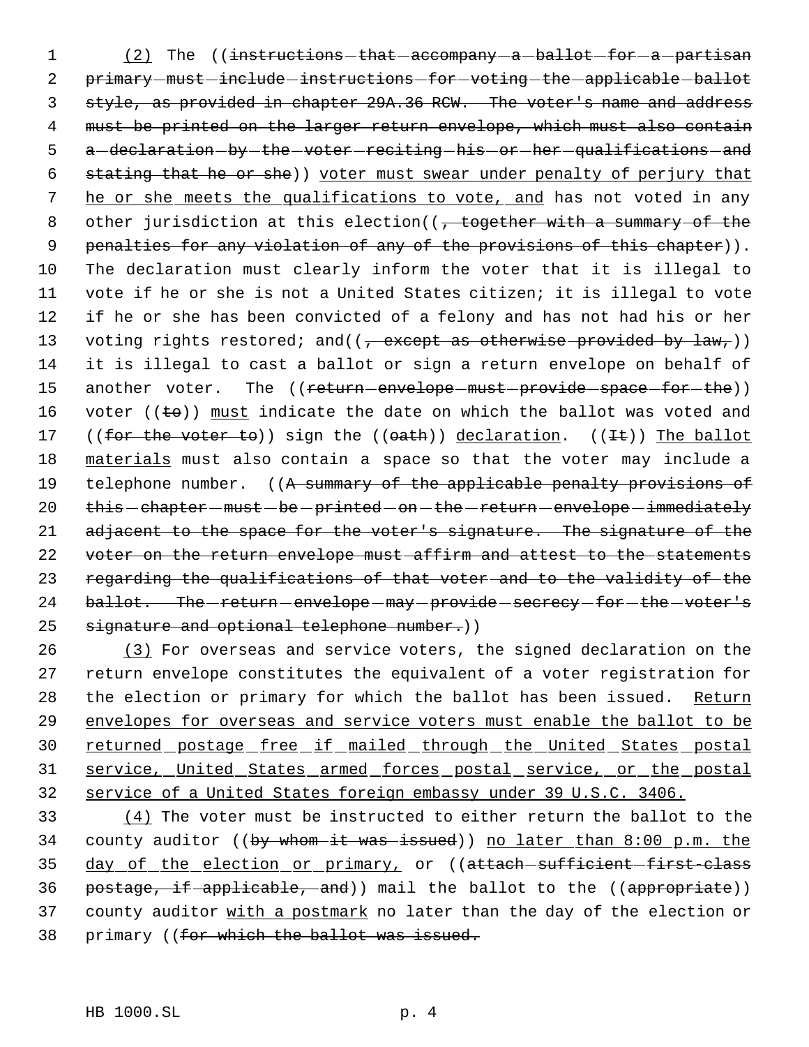(2) The ((~~instructions that accompany a ballot for a partisan primary must include instructions for voting the applicable ballot style, as provided in chapter 29A.36 RCW. The voter's name and address must be printed on the larger return envelope, which must also contain a declaration by the voter reciting his or her qualifications and stating that he or she~~)) voter must swear under penalty of perjury that he or she meets the qualifications to vote, and has not voted in any other jurisdiction at this election((~~, together with a summary of the penalties for any violation of any of the provisions of this chapter~~)). The declaration must clearly inform the voter that it is illegal to vote if he or she is not a United States citizen; it is illegal to vote if he or she has been convicted of a felony and has not had his or her voting rights restored; and((~~, except as otherwise provided by law,~~)) it is illegal to cast a ballot or sign a return envelope on behalf of another voter. The ((~~return envelope must provide space for the~~)) voter ((~~to~~)) must indicate the date on which the ballot was voted and ((~~for the voter to~~)) sign the ((~~oath~~)) declaration. ((~~It~~)) The ballot materials must also contain a space so that the voter may include a telephone number. ((~~A summary of the applicable penalty provisions of this chapter must be printed on the return envelope immediately adjacent to the space for the voter's signature. The signature of the voter on the return envelope must affirm and attest to the statements regarding the qualifications of that voter and to the validity of the ballot. The return envelope may provide secrecy for the voter's signature and optional telephone number.~~))

(3) For overseas and service voters, the signed declaration on the return envelope constitutes the equivalent of a voter registration for the election or primary for which the ballot has been issued. Return envelopes for overseas and service voters must enable the ballot to be returned postage free if mailed through the United States postal service, United States armed forces postal service, or the postal service of a United States foreign embassy under 39 U.S.C. 3406.

(4) The voter must be instructed to either return the ballot to the county auditor ((~~by whom it was issued~~)) no later than 8:00 p.m. the day of the election or primary, or ((~~attach sufficient first-class postage, if applicable, and~~)) mail the ballot to the ((~~appropriate~~)) county auditor with a postmark no later than the day of the election or primary ((~~for which the ballot was issued.~~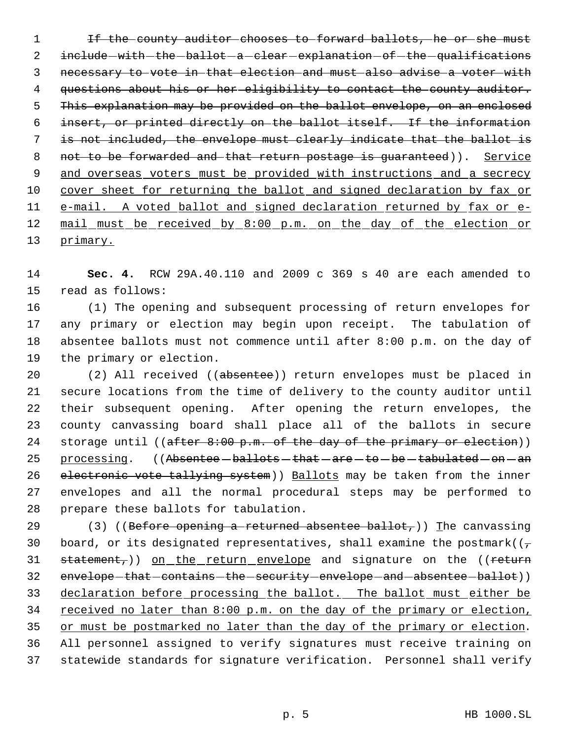~~If the county auditor chooses to forward ballots, he or she must include with the ballot a clear explanation of the qualifications necessary to vote in that election and must also advise a voter with questions about his or her eligibility to contact the county auditor. This explanation may be provided on the ballot envelope, on an enclosed insert, or printed directly on the ballot itself. If the information is not included, the envelope must clearly indicate that the ballot is not to be forwarded and that return postage is guaranteed~~)). Service and overseas voters must be provided with instructions and a secrecy cover sheet for returning the ballot and signed declaration by fax or e-mail. A voted ballot and signed declaration returned by fax or e-mail must be received by 8:00 p.m. on the day of the election or primary.

**Sec. 4.** RCW 29A.40.110 and 2009 c 369 s 40 are each amended to read as follows:

(1) The opening and subsequent processing of return envelopes for any primary or election may begin upon receipt. The tabulation of absentee ballots must not commence until after 8:00 p.m. on the day of the primary or election.

(2) All received ((~~absentee~~)) return envelopes must be placed in secure locations from the time of delivery to the county auditor until their subsequent opening. After opening the return envelopes, the county canvassing board shall place all of the ballots in secure storage until ((~~after 8:00 p.m. of the day of the primary or election~~)) processing. ((~~Absentee ballots that are to be tabulated on an electronic vote tallying system~~)) Ballots may be taken from the inner envelopes and all the normal procedural steps may be performed to prepare these ballots for tabulation.

(3) ((~~Before opening a returned absentee ballot,~~)) The canvassing board, or its designated representatives, shall examine the postmark((~~, statement,~~)) on the return envelope and signature on the ((~~return envelope that contains the security envelope and absentee ballot~~)) declaration before processing the ballot. The ballot must either be received no later than 8:00 p.m. on the day of the primary or election, or must be postmarked no later than the day of the primary or election. All personnel assigned to verify signatures must receive training on statewide standards for signature verification. Personnel shall verify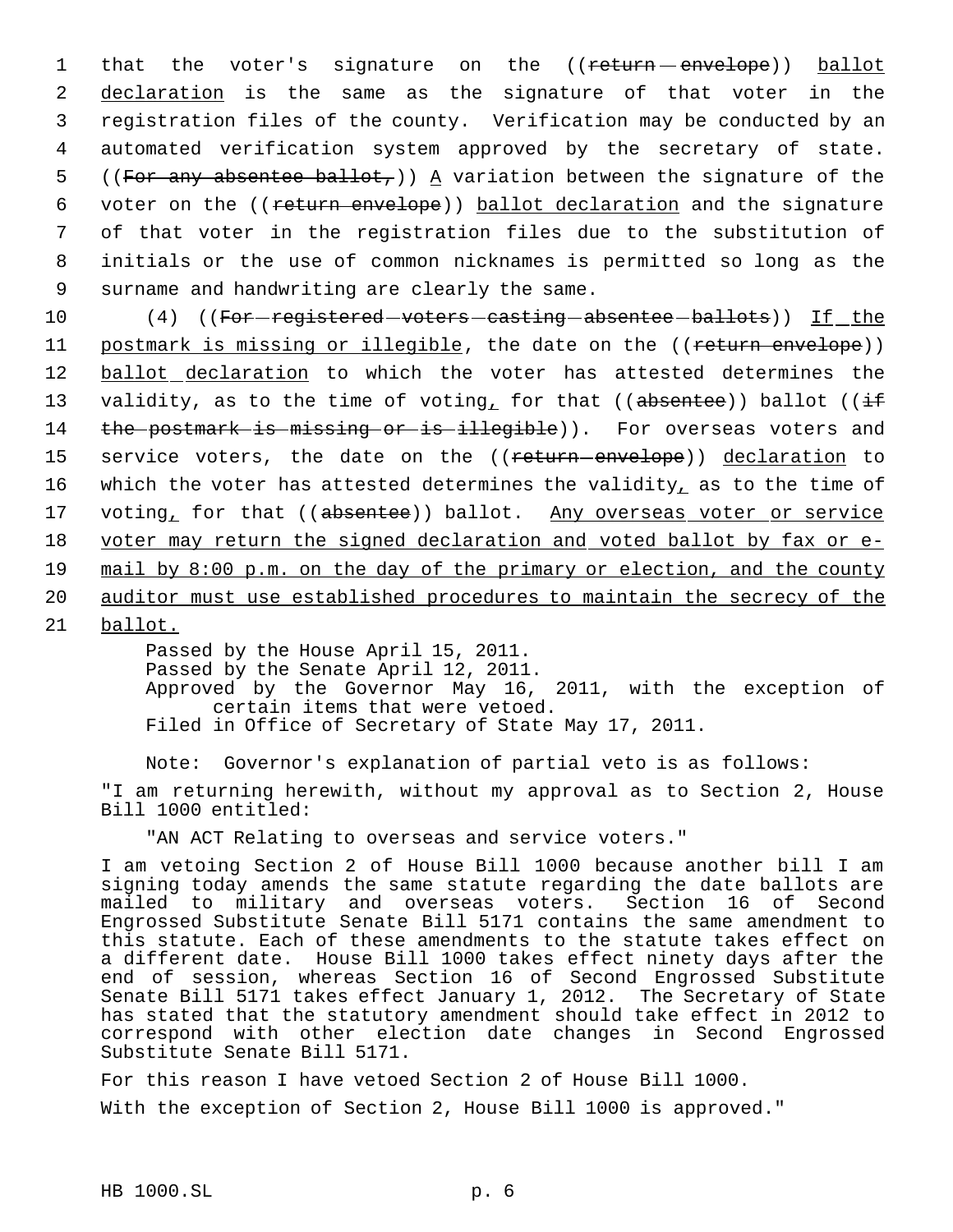that the voter's signature on the ((~~return envelope~~)) <u>ballot declaration</u> is the same as the signature of that voter in the registration files of the county. Verification may be conducted by an automated verification system approved by the secretary of state. ((~~For any absentee ballot,~~)) <u>A</u> variation between the signature of the voter on the ((~~return envelope~~)) <u>ballot declaration</u> and the signature of that voter in the registration files due to the substitution of initials or the use of common nicknames is permitted so long as the surname and handwriting are clearly the same.

(4) ((~~For registered voters casting absentee ballots~~)) <u>If the postmark is missing or illegible</u>, the date on the ((~~return envelope~~)) <u>ballot declaration</u> to which the voter has attested determines the validity, as to the time of voting<u>,</u> for that ((~~absentee~~)) ballot ((~~if the postmark is missing or is illegible~~)). For overseas voters and service voters, the date on the ((~~return envelope~~)) <u>declaration</u> to which the voter has attested determines the validity<u>,</u> as to the time of voting<u>,</u> for that ((~~absentee~~)) ballot. <u>Any overseas voter or service voter may return the signed declaration and voted ballot by fax or e-mail by 8:00 p.m. on the day of the primary or election, and the county auditor must use established procedures to maintain the secrecy of the ballot.</u>

Passed by the House April 15, 2011.
Passed by the Senate April 12, 2011.
Approved by the Governor May 16, 2011, with the exception of certain items that were vetoed.
Filed in Office of Secretary of State May 17, 2011.

Note: Governor's explanation of partial veto is as follows:

"I am returning herewith, without my approval as to Section 2, House Bill 1000 entitled:

"AN ACT Relating to overseas and service voters."

I am vetoing Section 2 of House Bill 1000 because another bill I am signing today amends the same statute regarding the date ballots are mailed to military and overseas voters. Section 16 of Second Engrossed Substitute Senate Bill 5171 contains the same amendment to this statute. Each of these amendments to the statute takes effect on a different date. House Bill 1000 takes effect ninety days after the end of session, whereas Section 16 of Second Engrossed Substitute Senate Bill 5171 takes effect January 1, 2012. The Secretary of State has stated that the statutory amendment should take effect in 2012 to correspond with other election date changes in Second Engrossed Substitute Senate Bill 5171.

For this reason I have vetoed Section 2 of House Bill 1000.

With the exception of Section 2, House Bill 1000 is approved."